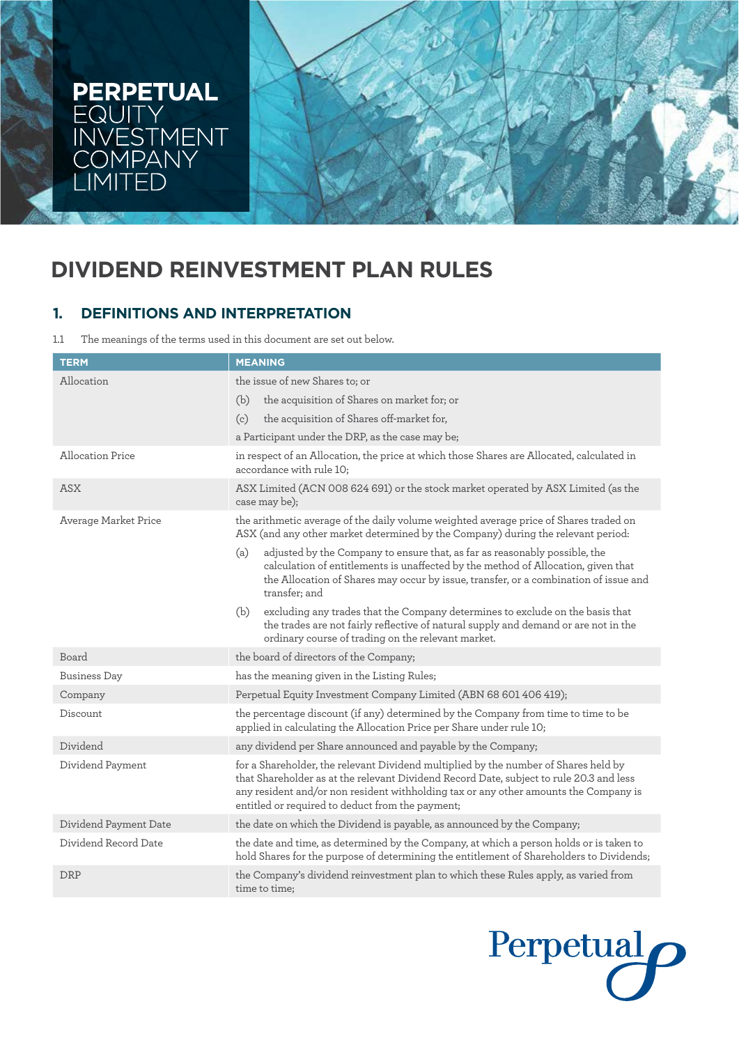# PERPETUAL EQUITY INVESTMENT COMPANY LIMITED

# DIVIDEND REINVESTMENT PLAN RULES

## 1. DEFINITIONS AND INTERPRETATION

1.1 The meanings of the terms used in this document are set out below.

| TERM | MEANING |
|---|---|
| Allocation | the issue of new Shares to; or<br>(b) the acquisition of Shares on market for; or<br>(c) the acquisition of Shares off-market for,<br>a Participant under the DRP, as the case may be; |
| Allocation Price | in respect of an Allocation, the price at which those Shares are Allocated, calculated in accordance with rule 10; |
| ASX | ASX Limited (ACN 008 624 691) or the stock market operated by ASX Limited (as the case may be); |
| Average Market Price | the arithmetic average of the daily volume weighted average price of Shares traded on ASX (and any other market determined by the Company) during the relevant period:<br>(a) adjusted by the Company to ensure that, as far as reasonably possible, the calculation of entitlements is unaffected by the method of Allocation, given that the Allocation of Shares may occur by issue, transfer, or a combination of issue and transfer; and<br>(b) excluding any trades that the Company determines to exclude on the basis that the trades are not fairly reflective of natural supply and demand or are not in the ordinary course of trading on the relevant market. |
| Board | the board of directors of the Company; |
| Business Day | has the meaning given in the Listing Rules; |
| Company | Perpetual Equity Investment Company Limited (ABN 68 601 406 419); |
| Discount | the percentage discount (if any) determined by the Company from time to time to be applied in calculating the Allocation Price per Share under rule 10; |
| Dividend | any dividend per Share announced and payable by the Company; |
| Dividend Payment | for a Shareholder, the relevant Dividend multiplied by the number of Shares held by that Shareholder as at the relevant Dividend Record Date, subject to rule 20.3 and less any resident and/or non resident withholding tax or any other amounts the Company is entitled or required to deduct from the payment; |
| Dividend Payment Date | the date on which the Dividend is payable, as announced by the Company; |
| Dividend Record Date | the date and time, as determined by the Company, at which a person holds or is taken to hold Shares for the purpose of determining the entitlement of Shareholders to Dividends; |
| DRP | the Company's dividend reinvestment plan to which these Rules apply, as varied from time to time; |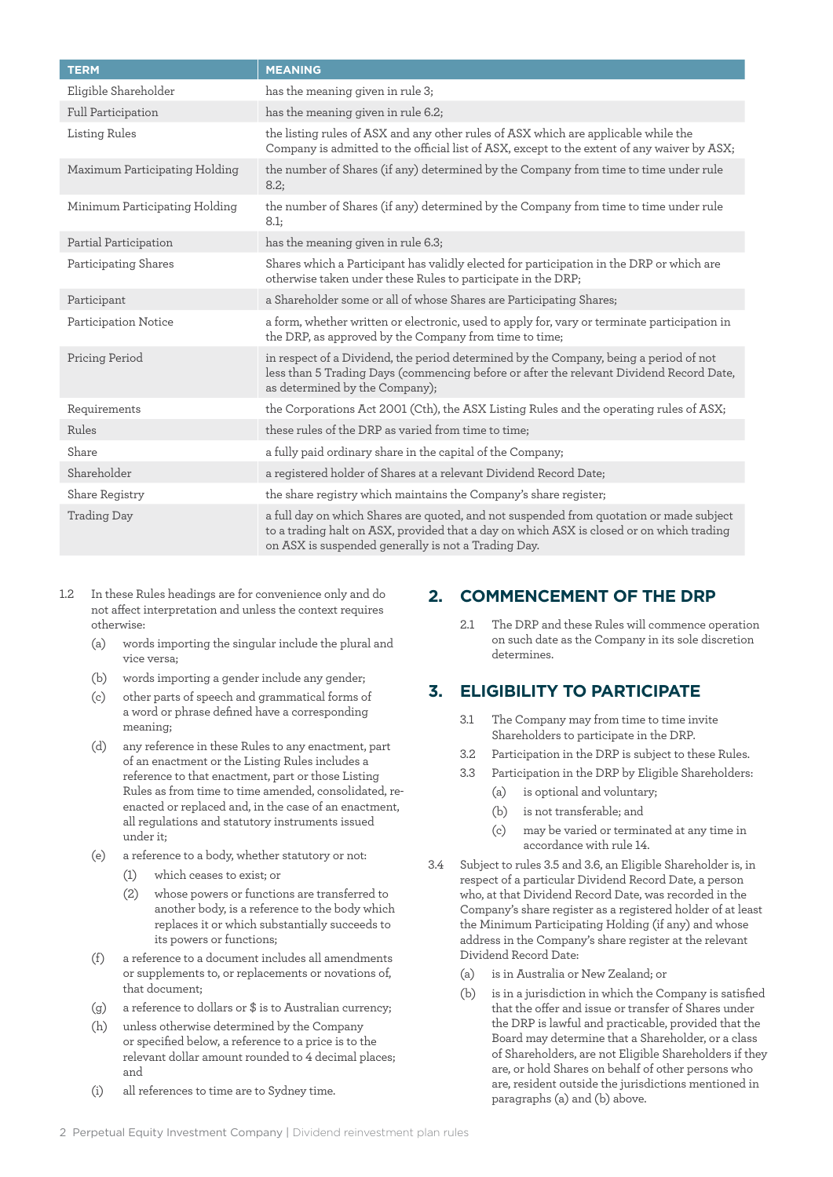| TERM | MEANING |
|---|---|
| Eligible Shareholder | has the meaning given in rule 3; |
| Full Participation | has the meaning given in rule 6.2; |
| Listing Rules | the listing rules of ASX and any other rules of ASX which are applicable while the Company is admitted to the official list of ASX, except to the extent of any waiver by ASX; |
| Maximum Participating Holding | the number of Shares (if any) determined by the Company from time to time under rule 8.2; |
| Minimum Participating Holding | the number of Shares (if any) determined by the Company from time to time under rule 8.1; |
| Partial Participation | has the meaning given in rule 6.3; |
| Participating Shares | Shares which a Participant has validly elected for participation in the DRP or which are otherwise taken under these Rules to participate in the DRP; |
| Participant | a Shareholder some or all of whose Shares are Participating Shares; |
| Participation Notice | a form, whether written or electronic, used to apply for, vary or terminate participation in the DRP, as approved by the Company from time to time; |
| Pricing Period | in respect of a Dividend, the period determined by the Company, being a period of not less than 5 Trading Days (commencing before or after the relevant Dividend Record Date, as determined by the Company); |
| Requirements | the Corporations Act 2001 (Cth), the ASX Listing Rules and the operating rules of ASX; |
| Rules | these rules of the DRP as varied from time to time; |
| Share | a fully paid ordinary share in the capital of the Company; |
| Shareholder | a registered holder of Shares at a relevant Dividend Record Date; |
| Share Registry | the share registry which maintains the Company's share register; |
| Trading Day | a full day on which Shares are quoted, and not suspended from quotation or made subject to a trading halt on ASX, provided that a day on which ASX is closed or on which trading on ASX is suspended generally is not a Trading Day. |

1.2 In these Rules headings are for convenience only and do not affect interpretation and unless the context requires otherwise:

(a) words importing the singular include the plural and vice versa;

(b) words importing a gender include any gender;

(c) other parts of speech and grammatical forms of a word or phrase defined have a corresponding meaning;

(d) any reference in these Rules to any enactment, part of an enactment or the Listing Rules includes a reference to that enactment, part or those Listing Rules as from time to time amended, consolidated, re-enacted or replaced and, in the case of an enactment, all regulations and statutory instruments issued under it;

(e) a reference to a body, whether statutory or not:

(1) which ceases to exist; or

(2) whose powers or functions are transferred to another body, is a reference to the body which replaces it or which substantially succeeds to its powers or functions;

(f) a reference to a document includes all amendments or supplements to, or replacements or novations of, that document;

(g) a reference to dollars or $ is to Australian currency;

(h) unless otherwise determined by the Company or specified below, a reference to a price is to the relevant dollar amount rounded to 4 decimal places; and

(i) all references to time are to Sydney time.

## 2. COMMENCEMENT OF THE DRP

2.1 The DRP and these Rules will commence operation on such date as the Company in its sole discretion determines.

## 3. ELIGIBILITY TO PARTICIPATE

3.1 The Company may from time to time invite Shareholders to participate in the DRP.

3.2 Participation in the DRP is subject to these Rules.

3.3 Participation in the DRP by Eligible Shareholders:

(a) is optional and voluntary;

(b) is not transferable; and

(c) may be varied or terminated at any time in accordance with rule 14.

3.4 Subject to rules 3.5 and 3.6, an Eligible Shareholder is, in respect of a particular Dividend Record Date, a person who, at that Dividend Record Date, was recorded in the Company's share register as a registered holder of at least the Minimum Participating Holding (if any) and whose address in the Company's share register at the relevant Dividend Record Date:

(a) is in Australia or New Zealand; or

(b) is in a jurisdiction in which the Company is satisfied that the offer and issue or transfer of Shares under the DRP is lawful and practicable, provided that the Board may determine that a Shareholder, or a class of Shareholders, are not Eligible Shareholders if they are, or hold Shares on behalf of other persons who are, resident outside the jurisdictions mentioned in paragraphs (a) and (b) above.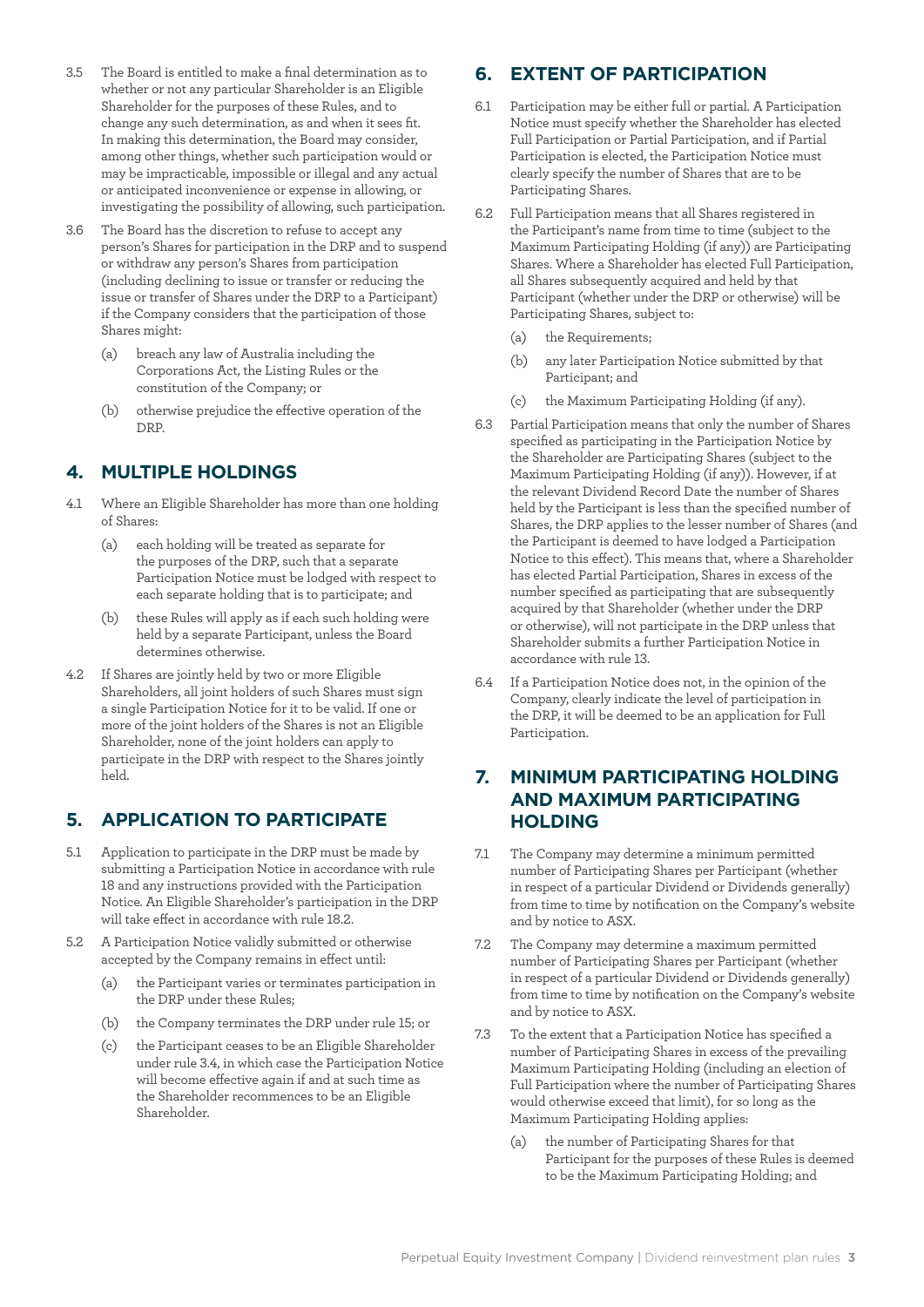3.5 The Board is entitled to make a final determination as to whether or not any particular Shareholder is an Eligible Shareholder for the purposes of these Rules, and to change any such determination, as and when it sees fit. In making this determination, the Board may consider, among other things, whether such participation would or may be impracticable, impossible or illegal and any actual or anticipated inconvenience or expense in allowing, or investigating the possibility of allowing, such participation.

3.6 The Board has the discretion to refuse to accept any person's Shares for participation in the DRP and to suspend or withdraw any person's Shares from participation (including declining to issue or transfer or reducing the issue or transfer of Shares under the DRP to a Participant) if the Company considers that the participation of those Shares might:

(a) breach any law of Australia including the Corporations Act, the Listing Rules or the constitution of the Company; or

(b) otherwise prejudice the effective operation of the DRP.

## 4. MULTIPLE HOLDINGS

4.1 Where an Eligible Shareholder has more than one holding of Shares:

(a) each holding will be treated as separate for the purposes of the DRP, such that a separate Participation Notice must be lodged with respect to each separate holding that is to participate; and

(b) these Rules will apply as if each such holding were held by a separate Participant, unless the Board determines otherwise.

4.2 If Shares are jointly held by two or more Eligible Shareholders, all joint holders of such Shares must sign a single Participation Notice for it to be valid. If one or more of the joint holders of the Shares is not an Eligible Shareholder, none of the joint holders can apply to participate in the DRP with respect to the Shares jointly held.

## 5. APPLICATION TO PARTICIPATE

5.1 Application to participate in the DRP must be made by submitting a Participation Notice in accordance with rule 18 and any instructions provided with the Participation Notice. An Eligible Shareholder's participation in the DRP will take effect in accordance with rule 18.2.

5.2 A Participation Notice validly submitted or otherwise accepted by the Company remains in effect until:

(a) the Participant varies or terminates participation in the DRP under these Rules;

(b) the Company terminates the DRP under rule 15; or

(c) the Participant ceases to be an Eligible Shareholder under rule 3.4, in which case the Participation Notice will become effective again if and at such time as the Shareholder recommences to be an Eligible Shareholder.

## 6. EXTENT OF PARTICIPATION

6.1 Participation may be either full or partial. A Participation Notice must specify whether the Shareholder has elected Full Participation or Partial Participation, and if Partial Participation is elected, the Participation Notice must clearly specify the number of Shares that are to be Participating Shares.

6.2 Full Participation means that all Shares registered in the Participant's name from time to time (subject to the Maximum Participating Holding (if any)) are Participating Shares. Where a Shareholder has elected Full Participation, all Shares subsequently acquired and held by that Participant (whether under the DRP or otherwise) will be Participating Shares, subject to:

(a) the Requirements;

(b) any later Participation Notice submitted by that Participant; and

(c) the Maximum Participating Holding (if any).

6.3 Partial Participation means that only the number of Shares specified as participating in the Participation Notice by the Shareholder are Participating Shares (subject to the Maximum Participating Holding (if any)). However, if at the relevant Dividend Record Date the number of Shares held by the Participant is less than the specified number of Shares, the DRP applies to the lesser number of Shares (and the Participant is deemed to have lodged a Participation Notice to this effect). This means that, where a Shareholder has elected Partial Participation, Shares in excess of the number specified as participating that are subsequently acquired by that Shareholder (whether under the DRP or otherwise), will not participate in the DRP unless that Shareholder submits a further Participation Notice in accordance with rule 13.

6.4 If a Participation Notice does not, in the opinion of the Company, clearly indicate the level of participation in the DRP, it will be deemed to be an application for Full Participation.

## 7. MINIMUM PARTICIPATING HOLDING AND MAXIMUM PARTICIPATING HOLDING

7.1 The Company may determine a minimum permitted number of Participating Shares per Participant (whether in respect of a particular Dividend or Dividends generally) from time to time by notification on the Company's website and by notice to ASX.

7.2 The Company may determine a maximum permitted number of Participating Shares per Participant (whether in respect of a particular Dividend or Dividends generally) from time to time by notification on the Company's website and by notice to ASX.

7.3 To the extent that a Participation Notice has specified a number of Participating Shares in excess of the prevailing Maximum Participating Holding (including an election of Full Participation where the number of Participating Shares would otherwise exceed that limit), for so long as the Maximum Participating Holding applies:

(a) the number of Participating Shares for that Participant for the purposes of these Rules is deemed to be the Maximum Participating Holding; and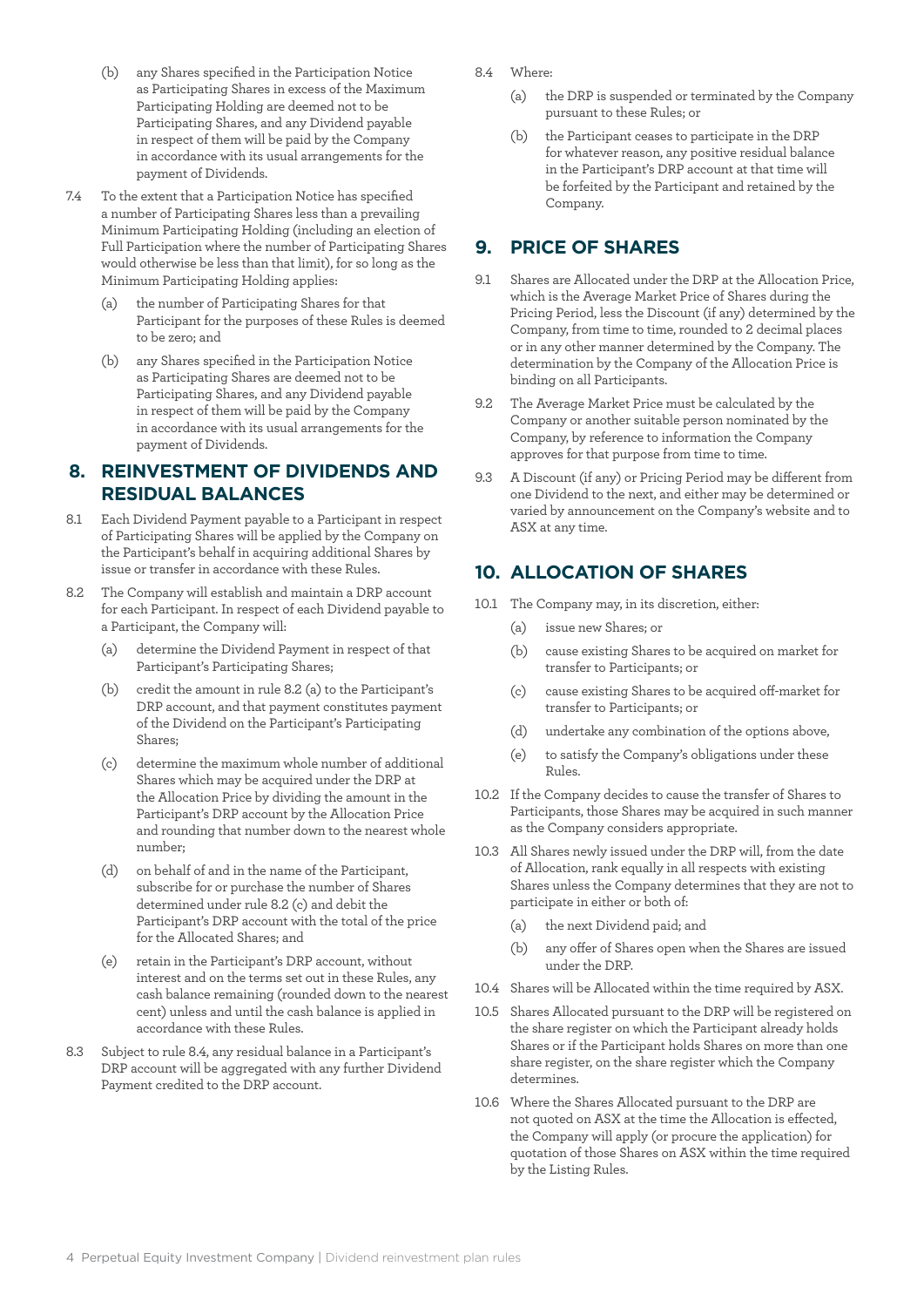(b) any Shares specified in the Participation Notice as Participating Shares in excess of the Maximum Participating Holding are deemed not to be Participating Shares, and any Dividend payable in respect of them will be paid by the Company in accordance with its usual arrangements for the payment of Dividends.

7.4 To the extent that a Participation Notice has specified a number of Participating Shares less than a prevailing Minimum Participating Holding (including an election of Full Participation where the number of Participating Shares would otherwise be less than that limit), for so long as the Minimum Participating Holding applies:

(a) the number of Participating Shares for that Participant for the purposes of these Rules is deemed to be zero; and

(b) any Shares specified in the Participation Notice as Participating Shares are deemed not to be Participating Shares, and any Dividend payable in respect of them will be paid by the Company in accordance with its usual arrangements for the payment of Dividends.

## 8. REINVESTMENT OF DIVIDENDS AND RESIDUAL BALANCES

8.1 Each Dividend Payment payable to a Participant in respect of Participating Shares will be applied by the Company on the Participant's behalf in acquiring additional Shares by issue or transfer in accordance with these Rules.

8.2 The Company will establish and maintain a DRP account for each Participant. In respect of each Dividend payable to a Participant, the Company will:

(a) determine the Dividend Payment in respect of that Participant's Participating Shares;

(b) credit the amount in rule 8.2 (a) to the Participant's DRP account, and that payment constitutes payment of the Dividend on the Participant's Participating Shares;

(c) determine the maximum whole number of additional Shares which may be acquired under the DRP at the Allocation Price by dividing the amount in the Participant's DRP account by the Allocation Price and rounding that number down to the nearest whole number;

(d) on behalf of and in the name of the Participant, subscribe for or purchase the number of Shares determined under rule 8.2 (c) and debit the Participant's DRP account with the total of the price for the Allocated Shares; and

(e) retain in the Participant's DRP account, without interest and on the terms set out in these Rules, any cash balance remaining (rounded down to the nearest cent) unless and until the cash balance is applied in accordance with these Rules.

8.3 Subject to rule 8.4, any residual balance in a Participant's DRP account will be aggregated with any further Dividend Payment credited to the DRP account.

8.4 Where:

(a) the DRP is suspended or terminated by the Company pursuant to these Rules; or

(b) the Participant ceases to participate in the DRP for whatever reason, any positive residual balance in the Participant's DRP account at that time will be forfeited by the Participant and retained by the Company.

## 9. PRICE OF SHARES

9.1 Shares are Allocated under the DRP at the Allocation Price, which is the Average Market Price of Shares during the Pricing Period, less the Discount (if any) determined by the Company, from time to time, rounded to 2 decimal places or in any other manner determined by the Company. The determination by the Company of the Allocation Price is binding on all Participants.

9.2 The Average Market Price must be calculated by the Company or another suitable person nominated by the Company, by reference to information the Company approves for that purpose from time to time.

9.3 A Discount (if any) or Pricing Period may be different from one Dividend to the next, and either may be determined or varied by announcement on the Company's website and to ASX at any time.

## 10. ALLOCATION OF SHARES

10.1 The Company may, in its discretion, either:

(a) issue new Shares; or

(b) cause existing Shares to be acquired on market for transfer to Participants; or

(c) cause existing Shares to be acquired off-market for transfer to Participants; or

(d) undertake any combination of the options above,

(e) to satisfy the Company's obligations under these Rules.

10.2 If the Company decides to cause the transfer of Shares to Participants, those Shares may be acquired in such manner as the Company considers appropriate.

10.3 All Shares newly issued under the DRP will, from the date of Allocation, rank equally in all respects with existing Shares unless the Company determines that they are not to participate in either or both of:

(a) the next Dividend paid; and

(b) any offer of Shares open when the Shares are issued under the DRP.

10.4 Shares will be Allocated within the time required by ASX.

10.5 Shares Allocated pursuant to the DRP will be registered on the share register on which the Participant already holds Shares or if the Participant holds Shares on more than one share register, on the share register which the Company determines.

10.6 Where the Shares Allocated pursuant to the DRP are not quoted on ASX at the time the Allocation is effected, the Company will apply (or procure the application) for quotation of those Shares on ASX within the time required by the Listing Rules.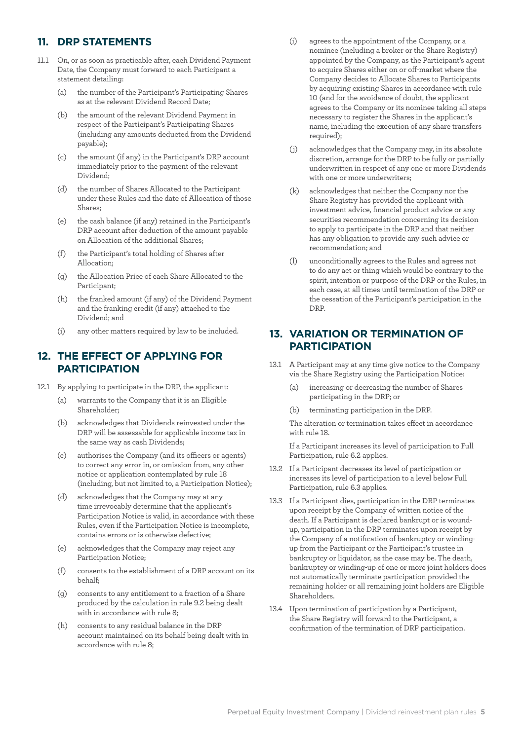## 11. DRP STATEMENTS

11.1 On, or as soon as practicable after, each Dividend Payment Date, the Company must forward to each Participant a statement detailing:

(a) the number of the Participant's Participating Shares as at the relevant Dividend Record Date;

(b) the amount of the relevant Dividend Payment in respect of the Participant's Participating Shares (including any amounts deducted from the Dividend payable);

(c) the amount (if any) in the Participant's DRP account immediately prior to the payment of the relevant Dividend;

(d) the number of Shares Allocated to the Participant under these Rules and the date of Allocation of those Shares;

(e) the cash balance (if any) retained in the Participant's DRP account after deduction of the amount payable on Allocation of the additional Shares;

(f) the Participant's total holding of Shares after Allocation;

(g) the Allocation Price of each Share Allocated to the Participant;

(h) the franked amount (if any) of the Dividend Payment and the franking credit (if any) attached to the Dividend; and

(i) any other matters required by law to be included.

## 12. THE EFFECT OF APPLYING FOR PARTICIPATION

12.1 By applying to participate in the DRP, the applicant:

(a) warrants to the Company that it is an Eligible Shareholder;

(b) acknowledges that Dividends reinvested under the DRP will be assessable for applicable income tax in the same way as cash Dividends;

(c) authorises the Company (and its officers or agents) to correct any error in, or omission from, any other notice or application contemplated by rule 18 (including, but not limited to, a Participation Notice);

(d) acknowledges that the Company may at any time irrevocably determine that the applicant's Participation Notice is valid, in accordance with these Rules, even if the Participation Notice is incomplete, contains errors or is otherwise defective;

(e) acknowledges that the Company may reject any Participation Notice;

(f) consents to the establishment of a DRP account on its behalf;

(g) consents to any entitlement to a fraction of a Share produced by the calculation in rule 9.2 being dealt with in accordance with rule 8;

(h) consents to any residual balance in the DRP account maintained on its behalf being dealt with in accordance with rule 8;

(i) agrees to the appointment of the Company, or a nominee (including a broker or the Share Registry) appointed by the Company, as the Participant's agent to acquire Shares either on or off-market where the Company decides to Allocate Shares to Participants by acquiring existing Shares in accordance with rule 10 (and for the avoidance of doubt, the applicant agrees to the Company or its nominee taking all steps necessary to register the Shares in the applicant's name, including the execution of any share transfers required);

(j) acknowledges that the Company may, in its absolute discretion, arrange for the DRP to be fully or partially underwritten in respect of any one or more Dividends with one or more underwriters;

(k) acknowledges that neither the Company nor the Share Registry has provided the applicant with investment advice, financial product advice or any securities recommendation concerning its decision to apply to participate in the DRP and that neither has any obligation to provide any such advice or recommendation; and

(l) unconditionally agrees to the Rules and agrees not to do any act or thing which would be contrary to the spirit, intention or purpose of the DRP or the Rules, in each case, at all times until termination of the DRP or the cessation of the Participant's participation in the DRP.

## 13. VARIATION OR TERMINATION OF PARTICIPATION

13.1 A Participant may at any time give notice to the Company via the Share Registry using the Participation Notice:

(a) increasing or decreasing the number of Shares participating in the DRP; or

(b) terminating participation in the DRP.

The alteration or termination takes effect in accordance with rule 18.

If a Participant increases its level of participation to Full Participation, rule 6.2 applies.

13.2 If a Participant decreases its level of participation or increases its level of participation to a level below Full Participation, rule 6.3 applies.

13.3 If a Participant dies, participation in the DRP terminates upon receipt by the Company of written notice of the death. If a Participant is declared bankrupt or is wound-up, participation in the DRP terminates upon receipt by the Company of a notification of bankruptcy or winding-up from the Participant or the Participant's trustee in bankruptcy or liquidator, as the case may be. The death, bankruptcy or winding-up of one or more joint holders does not automatically terminate participation provided the remaining holder or all remaining joint holders are Eligible Shareholders.

13.4 Upon termination of participation by a Participant, the Share Registry will forward to the Participant, a confirmation of the termination of DRP participation.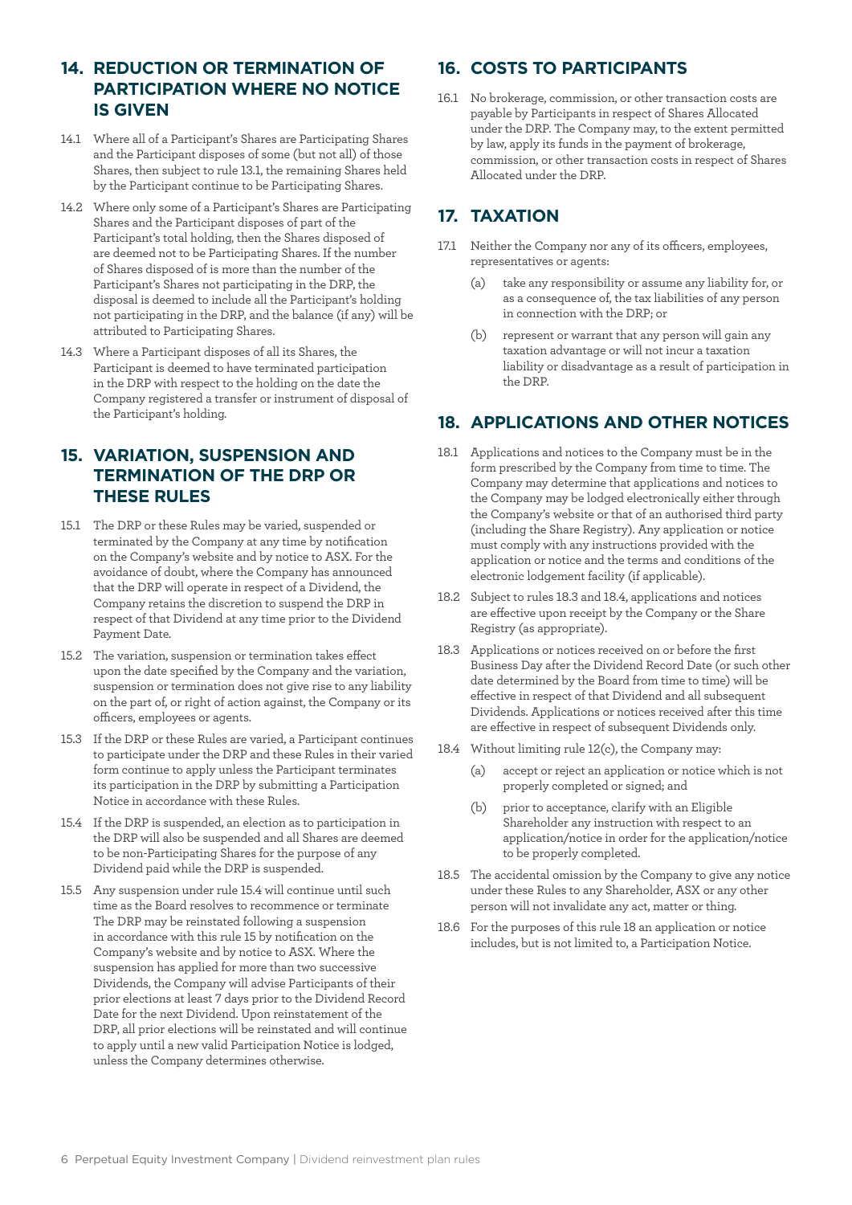## 14. REDUCTION OR TERMINATION OF PARTICIPATION WHERE NO NOTICE IS GIVEN

14.1 Where all of a Participant's Shares are Participating Shares and the Participant disposes of some (but not all) of those Shares, then subject to rule 13.1, the remaining Shares held by the Participant continue to be Participating Shares.

14.2 Where only some of a Participant's Shares are Participating Shares and the Participant disposes of part of the Participant's total holding, then the Shares disposed of are deemed not to be Participating Shares. If the number of Shares disposed of is more than the number of the Participant's Shares not participating in the DRP, the disposal is deemed to include all the Participant's holding not participating in the DRP, and the balance (if any) will be attributed to Participating Shares.

14.3 Where a Participant disposes of all its Shares, the Participant is deemed to have terminated participation in the DRP with respect to the holding on the date the Company registered a transfer or instrument of disposal of the Participant's holding.

## 15. VARIATION, SUSPENSION AND TERMINATION OF THE DRP OR THESE RULES

15.1 The DRP or these Rules may be varied, suspended or terminated by the Company at any time by notification on the Company's website and by notice to ASX. For the avoidance of doubt, where the Company has announced that the DRP will operate in respect of a Dividend, the Company retains the discretion to suspend the DRP in respect of that Dividend at any time prior to the Dividend Payment Date.

15.2 The variation, suspension or termination takes effect upon the date specified by the Company and the variation, suspension or termination does not give rise to any liability on the part of, or right of action against, the Company or its officers, employees or agents.

15.3 If the DRP or these Rules are varied, a Participant continues to participate under the DRP and these Rules in their varied form continue to apply unless the Participant terminates its participation in the DRP by submitting a Participation Notice in accordance with these Rules.

15.4 If the DRP is suspended, an election as to participation in the DRP will also be suspended and all Shares are deemed to be non-Participating Shares for the purpose of any Dividend paid while the DRP is suspended.

15.5 Any suspension under rule 15.4 will continue until such time as the Board resolves to recommence or terminate The DRP may be reinstated following a suspension in accordance with this rule 15 by notification on the Company's website and by notice to ASX. Where the suspension has applied for more than two successive Dividends, the Company will advise Participants of their prior elections at least 7 days prior to the Dividend Record Date for the next Dividend. Upon reinstatement of the DRP, all prior elections will be reinstated and will continue to apply until a new valid Participation Notice is lodged, unless the Company determines otherwise.

## 16. COSTS TO PARTICIPANTS

16.1 No brokerage, commission, or other transaction costs are payable by Participants in respect of Shares Allocated under the DRP. The Company may, to the extent permitted by law, apply its funds in the payment of brokerage, commission, or other transaction costs in respect of Shares Allocated under the DRP.

## 17. TAXATION

17.1 Neither the Company nor any of its officers, employees, representatives or agents:

(a) take any responsibility or assume any liability for, or as a consequence of, the tax liabilities of any person in connection with the DRP; or

(b) represent or warrant that any person will gain any taxation advantage or will not incur a taxation liability or disadvantage as a result of participation in the DRP.

## 18. APPLICATIONS AND OTHER NOTICES

18.1 Applications and notices to the Company must be in the form prescribed by the Company from time to time. The Company may determine that applications and notices to the Company may be lodged electronically either through the Company's website or that of an authorised third party (including the Share Registry). Any application or notice must comply with any instructions provided with the application or notice and the terms and conditions of the electronic lodgement facility (if applicable).

18.2 Subject to rules 18.3 and 18.4, applications and notices are effective upon receipt by the Company or the Share Registry (as appropriate).

18.3 Applications or notices received on or before the first Business Day after the Dividend Record Date (or such other date determined by the Board from time to time) will be effective in respect of that Dividend and all subsequent Dividends. Applications or notices received after this time are effective in respect of subsequent Dividends only.

18.4 Without limiting rule 12(c), the Company may:

(a) accept or reject an application or notice which is not properly completed or signed; and

(b) prior to acceptance, clarify with an Eligible Shareholder any instruction with respect to an application/notice in order for the application/notice to be properly completed.

18.5 The accidental omission by the Company to give any notice under these Rules to any Shareholder, ASX or any other person will not invalidate any act, matter or thing.

18.6 For the purposes of this rule 18 an application or notice includes, but is not limited to, a Participation Notice.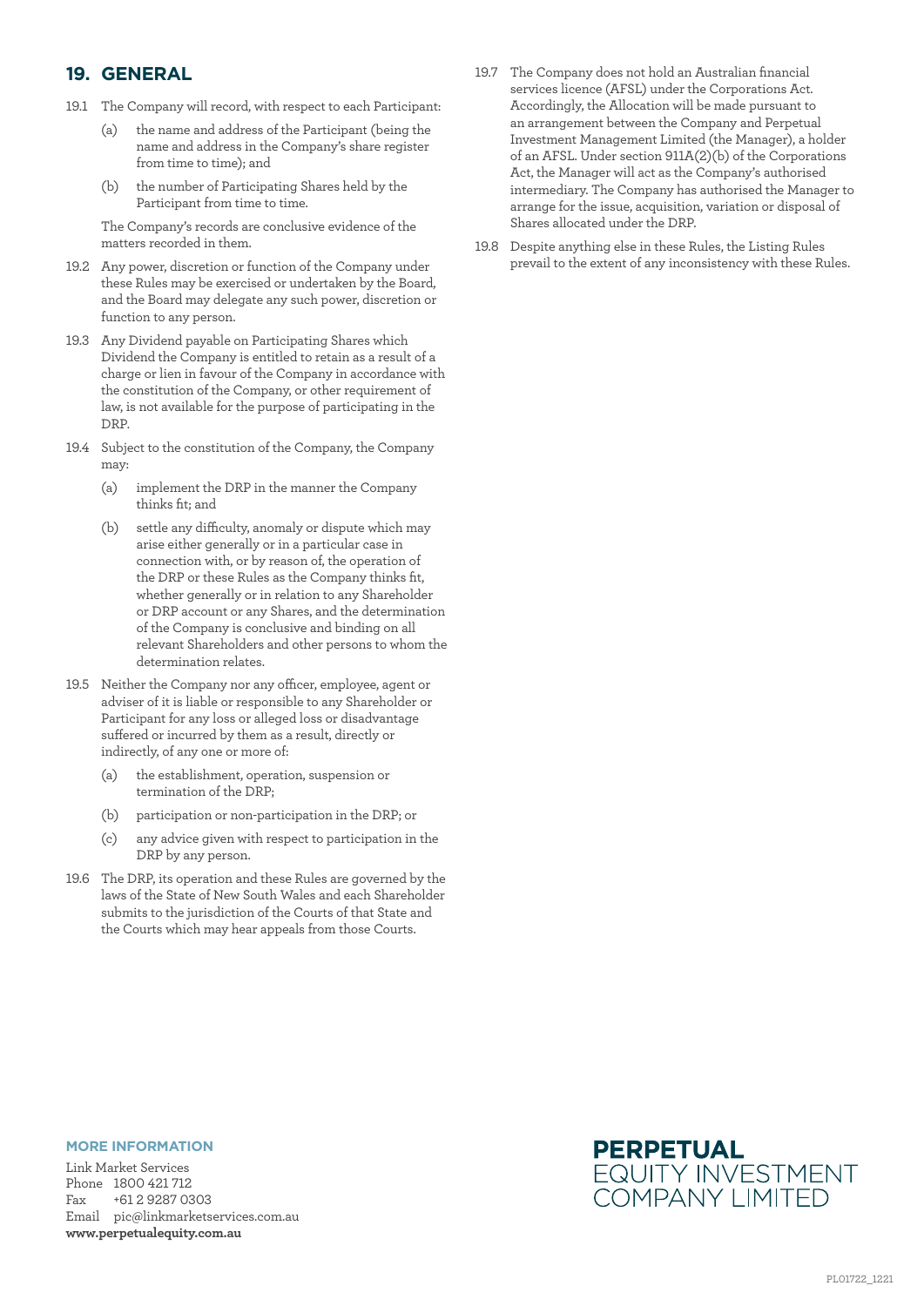## 19. GENERAL

19.1 The Company will record, with respect to each Participant:

(a) the name and address of the Participant (being the name and address in the Company's share register from time to time); and

(b) the number of Participating Shares held by the Participant from time to time.

The Company's records are conclusive evidence of the matters recorded in them.

19.2 Any power, discretion or function of the Company under these Rules may be exercised or undertaken by the Board, and the Board may delegate any such power, discretion or function to any person.

19.3 Any Dividend payable on Participating Shares which Dividend the Company is entitled to retain as a result of a charge or lien in favour of the Company in accordance with the constitution of the Company, or other requirement of law, is not available for the purpose of participating in the DRP.

19.4 Subject to the constitution of the Company, the Company may:

(a) implement the DRP in the manner the Company thinks fit; and

(b) settle any difficulty, anomaly or dispute which may arise either generally or in a particular case in connection with, or by reason of, the operation of the DRP or these Rules as the Company thinks fit, whether generally or in relation to any Shareholder or DRP account or any Shares, and the determination of the Company is conclusive and binding on all relevant Shareholders and other persons to whom the determination relates.

19.5 Neither the Company nor any officer, employee, agent or adviser of it is liable or responsible to any Shareholder or Participant for any loss or alleged loss or disadvantage suffered or incurred by them as a result, directly or indirectly, of any one or more of:

(a) the establishment, operation, suspension or termination of the DRP;

(b) participation or non-participation in the DRP; or

(c) any advice given with respect to participation in the DRP by any person.

19.6 The DRP, its operation and these Rules are governed by the laws of the State of New South Wales and each Shareholder submits to the jurisdiction of the Courts of that State and the Courts which may hear appeals from those Courts.

19.7 The Company does not hold an Australian financial services licence (AFSL) under the Corporations Act. Accordingly, the Allocation will be made pursuant to an arrangement between the Company and Perpetual Investment Management Limited (the Manager), a holder of an AFSL. Under section 911A(2)(b) of the Corporations Act, the Manager will act as the Company's authorised intermediary. The Company has authorised the Manager to arrange for the issue, acquisition, variation or disposal of Shares allocated under the DRP.

19.8 Despite anything else in these Rules, the Listing Rules prevail to the extent of any inconsistency with these Rules.

**MORE INFORMATION**

Link Market Services
Phone 1800 421 712
Fax +61 2 9287 0303
Email pic@linkmarketservices.com.au
**www.perpetualequity.com.au**

**PERPETUAL**
EQUITY INVESTMENT
COMPANY LIMITED

PL01722_1221